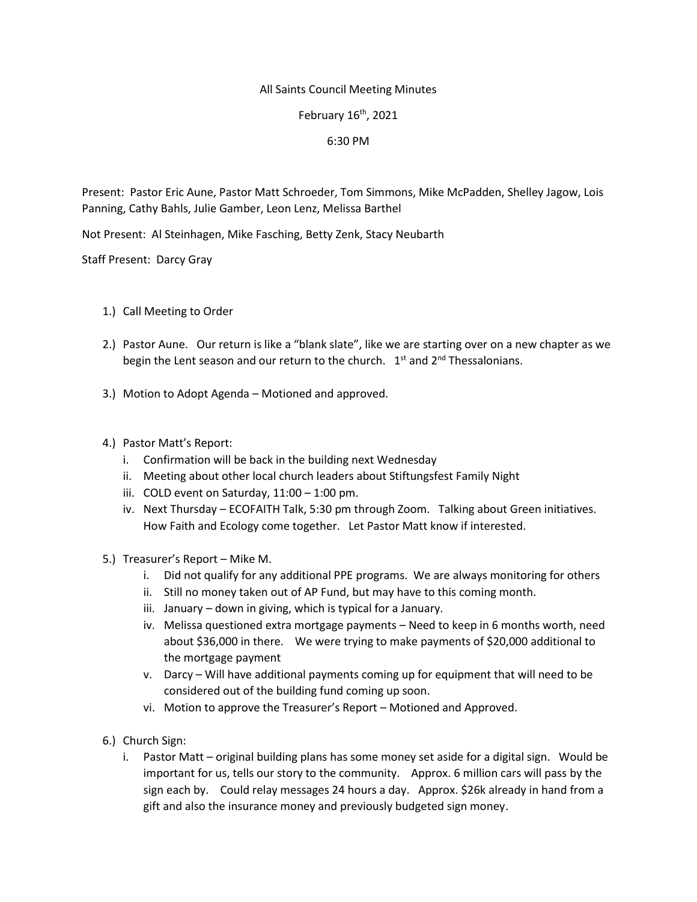All Saints Council Meeting Minutes

February 16th, 2021

6:30 PM

Present: Pastor Eric Aune, Pastor Matt Schroeder, Tom Simmons, Mike McPadden, Shelley Jagow, Lois Panning, Cathy Bahls, Julie Gamber, Leon Lenz, Melissa Barthel

Not Present: Al Steinhagen, Mike Fasching, Betty Zenk, Stacy Neubarth

Staff Present: Darcy Gray

1.) Call Meeting to Order

2.) Pastor Aune. Our return is like a "blank slate", like we are starting over on a new chapter as we begin the Lent season and our return to the church. 1st and 2nd Thessalonians.

3.) Motion to Adopt Agenda – Motioned and approved.

4.) Pastor Matt's Report:
   i. Confirmation will be back in the building next Wednesday
   ii. Meeting about other local church leaders about Stiftungsfest Family Night
   iii. COLD event on Saturday, 11:00 – 1:00 pm.
   iv. Next Thursday – ECOFAITH Talk, 5:30 pm through Zoom. Talking about Green initiatives. How Faith and Ecology come together. Let Pastor Matt know if interested.

5.) Treasurer's Report – Mike M.
   i. Did not qualify for any additional PPE programs. We are always monitoring for others
   ii. Still no money taken out of AP Fund, but may have to this coming month.
   iii. January – down in giving, which is typical for a January.
   iv. Melissa questioned extra mortgage payments – Need to keep in 6 months worth, need about $36,000 in there. We were trying to make payments of $20,000 additional to the mortgage payment
   v. Darcy – Will have additional payments coming up for equipment that will need to be considered out of the building fund coming up soon.
   vi. Motion to approve the Treasurer's Report – Motioned and Approved.

6.) Church Sign:
   i. Pastor Matt – original building plans has some money set aside for a digital sign. Would be important for us, tells our story to the community. Approx. 6 million cars will pass by the sign each by. Could relay messages 24 hours a day. Approx. $26k already in hand from a gift and also the insurance money and previously budgeted sign money.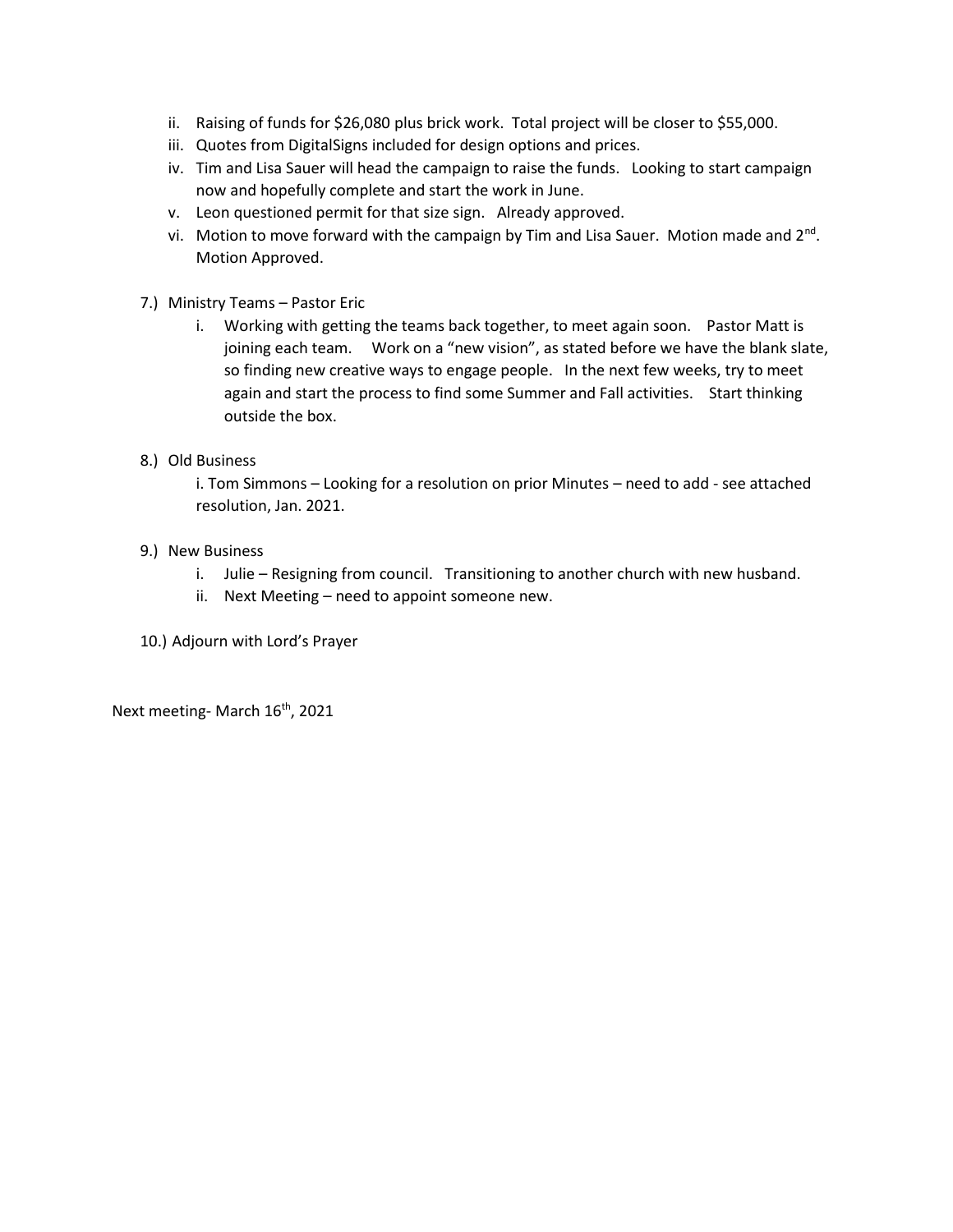ii. Raising of funds for $26,080 plus brick work. Total project will be closer to $55,000.
iii. Quotes from DigitalSigns included for design options and prices.
iv. Tim and Lisa Sauer will head the campaign to raise the funds. Looking to start campaign now and hopefully complete and start the work in June.
v. Leon questioned permit for that size sign. Already approved.
vi. Motion to move forward with the campaign by Tim and Lisa Sauer. Motion made and 2nd. Motion Approved.

7.) Ministry Teams – Pastor Eric

i. Working with getting the teams back together, to meet again soon. Pastor Matt is joining each team. Work on a "new vision", as stated before we have the blank slate, so finding new creative ways to engage people. In the next few weeks, try to meet again and start the process to find some Summer and Fall activities. Start thinking outside the box.

8.) Old Business

i. Tom Simmons – Looking for a resolution on prior Minutes – need to add - see attached resolution, Jan. 2021.

9.) New Business

i. Julie – Resigning from council. Transitioning to another church with new husband.
ii. Next Meeting – need to appoint someone new.

10.) Adjourn with Lord's Prayer

Next meeting- March 16th, 2021